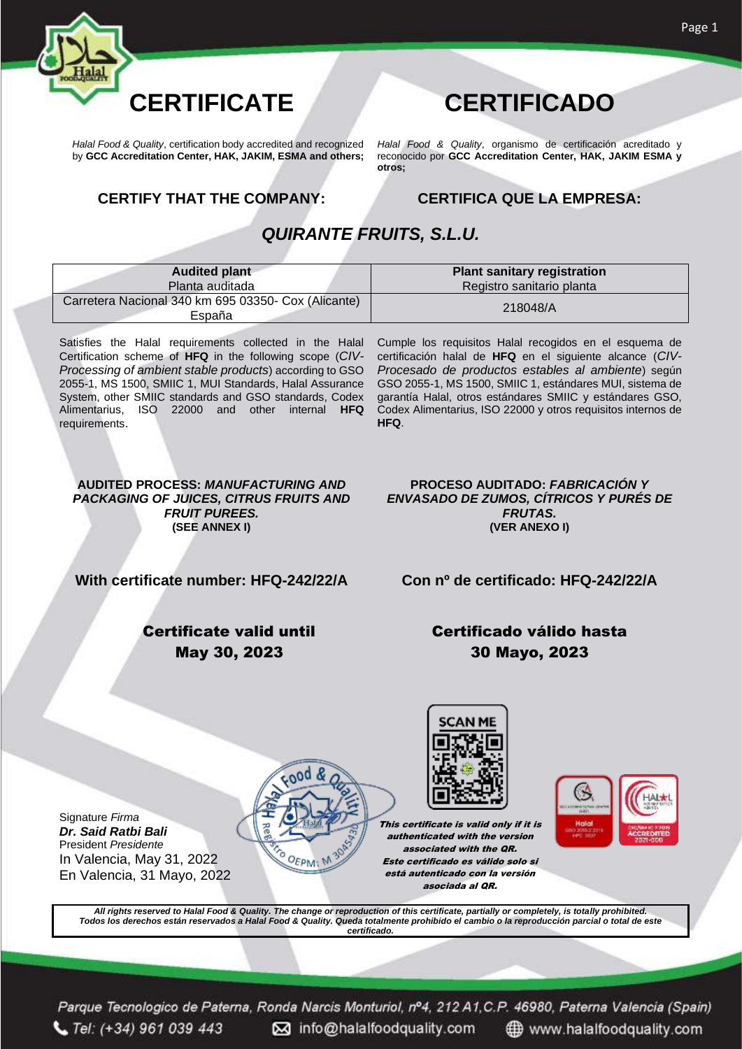# CERTIFICATE

# CERTIFICADO

*Halal Food & Quality*, certification body accredited and recognized by **GCC Accreditation Center, HAK, JAKIM, ESMA and others;**

*Halal Food & Quality*, organismo de certificación acreditado y reconocido por **GCC Accreditation Center, HAK, JAKIM ESMA y otros;**

**CERTIFY THAT THE COMPANY:**

**CERTIFICA QUE LA EMPRESA:**

## *QUIRANTE FRUITS, S.L.U.*

| **Audited plant**<br>Planta auditada | **Plant sanitary registration**<br>Registro sanitario planta |
|---|---|
| Carretera Nacional 340 km 695 03350- Cox (Alicante) España | 218048/A |

Satisfies the Halal requirements collected in the Halal Certification scheme of **HFQ** in the following scope (*CIV-Processing of ambient stable products*) according to GSO 2055-1, MS 1500, SMIIC 1, MUI Standards, Halal Assurance System, other SMIIC standards and GSO standards, Codex Alimentarius, ISO 22000 and other internal **HFQ** requirements.

Cumple los requisitos Halal recogidos en el esquema de certificación halal de **HFQ** en el siguiente alcance (*CIV-Procesado de productos estables al ambiente*) según GSO 2055-1, MS 1500, SMIIC 1, estándares MUI, sistema de garantía Halal, otros estándares SMIIC y estándares GSO, Codex Alimentarius, ISO 22000 y otros requisitos internos de **HFQ**.

**AUDITED PROCESS: *MANUFACTURING AND PACKAGING OF JUICES, CITRUS FRUITS AND FRUIT PUREES.***
**(SEE ANNEX I)**

**PROCESO AUDITADO: *FABRICACIÓN Y ENVASADO DE ZUMOS, CÍTRICOS Y PURÉS DE FRUTAS.***
**(VER ANEXO I)**

**With certificate number: HFQ-242/22/A**

**Con nº de certificado: HFQ-242/22/A**

**Certificate valid until**
**May 30, 2023**

**Certificado válido hasta**
**30 Mayo, 2023**

SCAN ME

***This certificate is valid only if it is authenticated with the version associated with the QR.***
***Este certificado es válido solo si está autenticado con la versión asociada al QR.***

Signature *Firma*
***Dr. Said Ratbi Bali***
President *Presidente*
In Valencia, May 31, 2022
En Valencia, 31 Mayo, 2022

***All rights reserved to Halal Food & Quality. The change or reproduction of this certificate, partially or completely, is totally prohibited.***
***Todos los derechos están reservados a Halal Food & Quality. Queda totalmente prohibido el cambio o la reproducción parcial o total de este certificado.***

*Parque Tecnologico de Paterna, Ronda Narcis Monturiol, nº4, 212 A1,C.P. 46980, Paterna Valencia (Spain)*
*Tel: (+34) 961 039 443* info@halalfoodquality.com www.halalfoodquality.com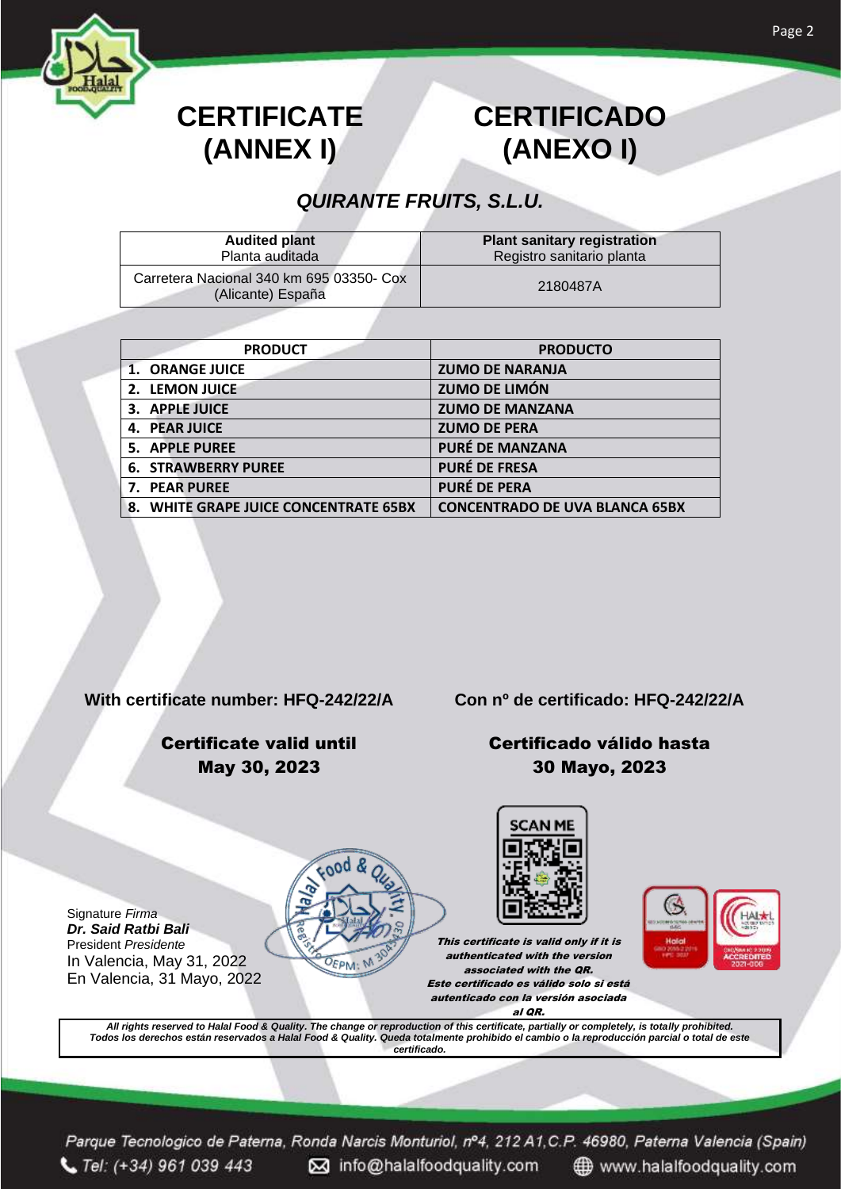# CERTIFICATE (ANNEX I)

# CERTIFICADO (ANEXO I)

## *QUIRANTE FRUITS, S.L.U.*

| **Audited plant** Planta auditada | **Plant sanitary registration** Registro sanitario planta |
|---|---|
| Carretera Nacional 340 km 695 03350- Cox (Alicante) España | 2180487A |

| PRODUCT | PRODUCTO |
|---|---|
| 1. ORANGE JUICE | ZUMO DE NARANJA |
| 2. LEMON JUICE | ZUMO DE LIMÓN |
| 3. APPLE JUICE | ZUMO DE MANZANA |
| 4. PEAR JUICE | ZUMO DE PERA |
| 5. APPLE PUREE | PURÉ DE MANZANA |
| 6. STRAWBERRY PUREE | PURÉ DE FRESA |
| 7. PEAR PUREE | PURÉ DE PERA |
| 8. WHITE GRAPE JUICE CONCENTRATE 65BX | CONCENTRADO DE UVA BLANCA 65BX |

**With certificate number: HFQ-242/22/A**

**Con nº de certificado: HFQ-242/22/A**

**Certificate valid until May 30, 2023**

**Certificado válido hasta 30 Mayo, 2023**

Signature *Firma*
***Dr. Said Ratbi Bali***
President *Presidente*
In Valencia, May 31, 2022
En Valencia, 31 Mayo, 2022

SCAN ME

***This certificate is valid only if it is authenticated with the version associated with the QR.***
***Este certificado es válido solo si está autenticado con la versión asociada al QR.***

*All rights reserved to Halal Food & Quality. The change or reproduction of this certificate, partially or completely, is totally prohibited.*
*Todos los derechos están reservados a Halal Food & Quality. Queda totalmente prohibido el cambio o la reproducción parcial o total de este certificado.*

*Parque Tecnologico de Paterna, Ronda Narcis Monturiol, nº4, 212 A1,C.P. 46980, Paterna Valencia (Spain)*
*Tel: (+34) 961 039 443* info@halalfoodquality.com www.halalfoodquality.com